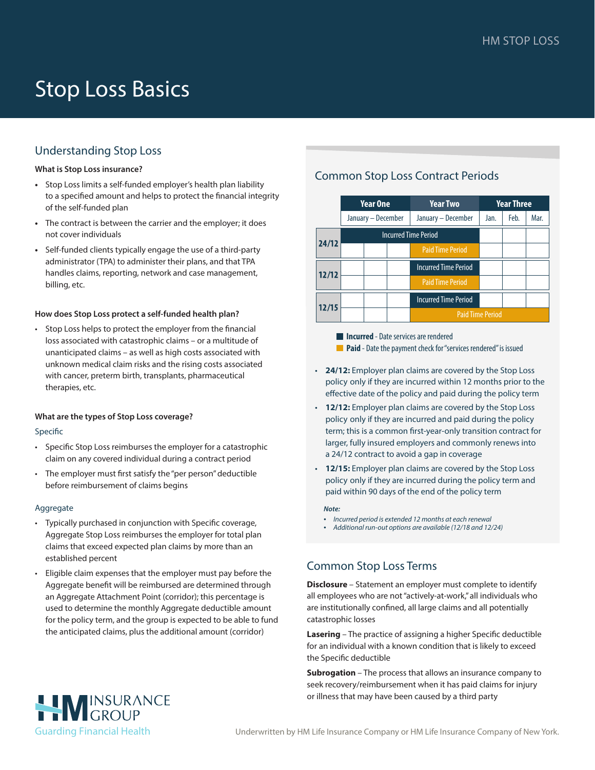# Stop Loss Basics

## Understanding Stop Loss

**What is Stop Loss insurance?**

- Stop Loss limits a self-funded employer's health plan liability to a specified amount and helps to protect the financial integrity of the self-funded plan
- The contract is between the carrier and the employer; it does not cover individuals
- Self-funded clients typically engage the use of a third-party administrator (TPA) to administer their plans, and that TPA handles claims, reporting, network and case management, billing, etc.

**How does Stop Loss protect a self-funded health plan?**

- Stop Loss helps to protect the employer from the financial loss associated with catastrophic claims – or a multitude of unanticipated claims – as well as high costs associated with unknown medical claim risks and the rising costs associated with cancer, preterm birth, transplants, pharmaceutical therapies, etc.

**What are the types of Stop Loss coverage?**

### Specific

- Specific Stop Loss reimburses the employer for a catastrophic claim on any covered individual during a contract period
- The employer must first satisfy the "per person" deductible before reimbursement of claims begins

### Aggregate

- Typically purchased in conjunction with Specific coverage, Aggregate Stop Loss reimburses the employer for total plan claims that exceed expected plan claims by more than an established percent
- Eligible claim expenses that the employer must pay before the Aggregate benefit will be reimbursed are determined through an Aggregate Attachment Point (corridor); this percentage is used to determine the monthly Aggregate deductible amount for the policy term, and the group is expected to be able to fund the anticipated claims, plus the additional amount (corridor)

## Common Stop Loss Contract Periods

| | Year One | Year Two | Year Three | | |
|---|---|---|---|---|---|
| | January – December | January – December | Jan. | Feb. | Mar. |
| 24/12 | Incurred Time Period | Incurred Time Period | | | |
| | | Paid Time Period | | | |
| 12/12 | | Incurred Time Period | | | |
| | | Paid Time Period | | | |
| 12/15 | | Incurred Time Period | | | |
| | | Paid Time Period | Paid Time Period | Paid Time Period | Paid Time Period |

**Incurred** - Date services are rendered

**Paid** - Date the payment check for "services rendered" is issued

- **24/12:** Employer plan claims are covered by the Stop Loss policy only if they are incurred within 12 months prior to the effective date of the policy and paid during the policy term
- **12/12:** Employer plan claims are covered by the Stop Loss policy only if they are incurred and paid during the policy term; this is a common first-year-only transition contract for larger, fully insured employers and commonly renews into a 24/12 contract to avoid a gap in coverage
- **12/15:** Employer plan claims are covered by the Stop Loss policy only if they are incurred during the policy term and paid within 90 days of the end of the policy term

***Note:***

- *Incurred period is extended 12 months at each renewal*
- *Additional run-out options are available (12/18 and 12/24)*

## Common Stop Loss Terms

**Disclosure** – Statement an employer must complete to identify all employees who are not "actively-at-work," all individuals who are institutionally confined, all large claims and all potentially catastrophic losses

**Lasering** – The practice of assigning a higher Specific deductible for an individual with a known condition that is likely to exceed the Specific deductible

**Subrogation** – The process that allows an insurance company to seek recovery/reimbursement when it has paid claims for injury or illness that may have been caused by a third party

HM INSURANCE GROUP
Guarding Financial Health

Underwritten by HM Life Insurance Company or HM Life Insurance Company of New York.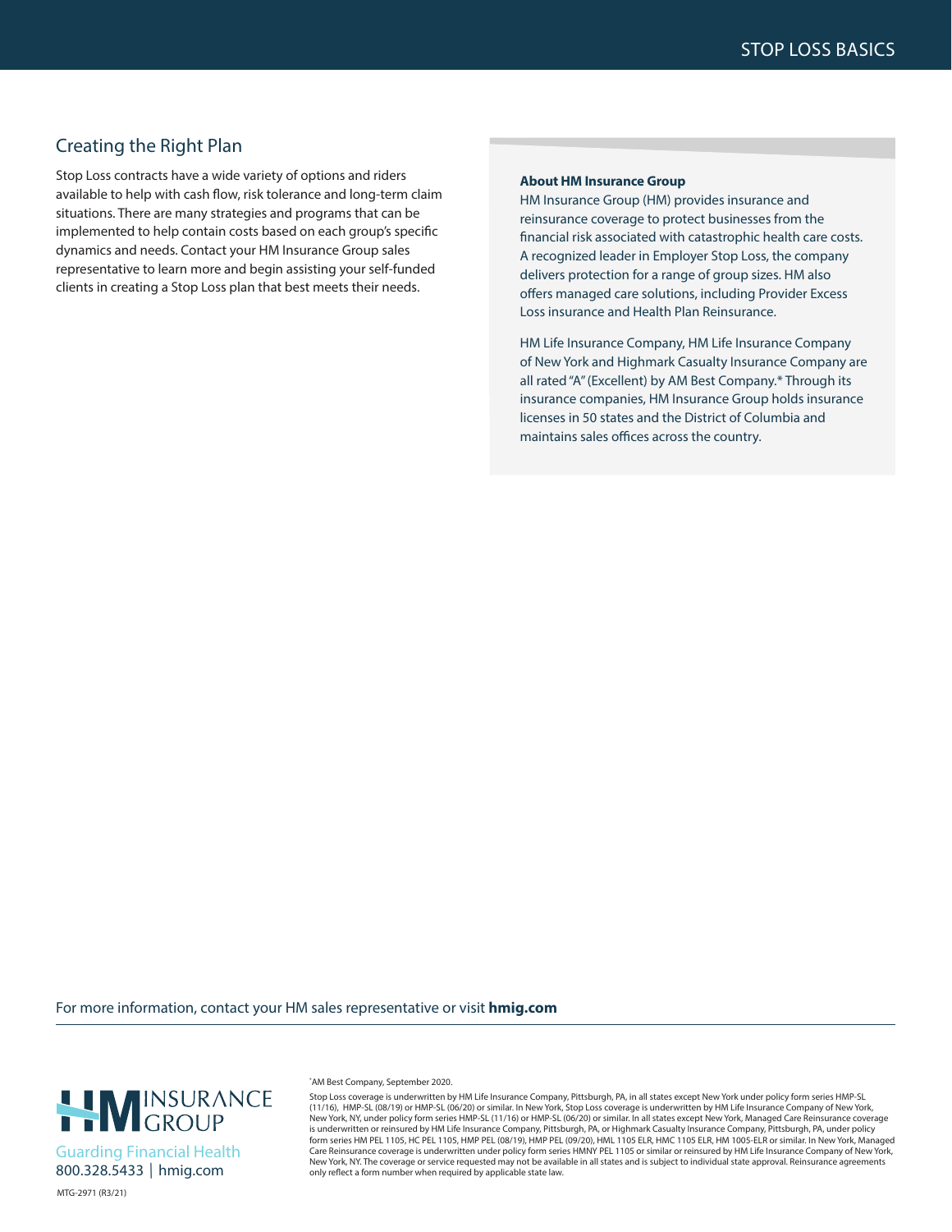## Creating the Right Plan

Stop Loss contracts have a wide variety of options and riders available to help with cash flow, risk tolerance and long-term claim situations. There are many strategies and programs that can be implemented to help contain costs based on each group's specific dynamics and needs. Contact your HM Insurance Group sales representative to learn more and begin assisting your self-funded clients in creating a Stop Loss plan that best meets their needs.

**About HM Insurance Group**

HM Insurance Group (HM) provides insurance and reinsurance coverage to protect businesses from the financial risk associated with catastrophic health care costs. A recognized leader in Employer Stop Loss, the company delivers protection for a range of group sizes. HM also offers managed care solutions, including Provider Excess Loss insurance and Health Plan Reinsurance.

HM Life Insurance Company, HM Life Insurance Company of New York and Highmark Casualty Insurance Company are all rated "A" (Excellent) by AM Best Company.* Through its insurance companies, HM Insurance Group holds insurance licenses in 50 states and the District of Columbia and maintains sales offices across the country.

For more information, contact your HM sales representative or visit **hmig.com**

HM INSURANCE GROUP

Guarding Financial Health

800.328.5433 | hmig.com

*AM Best Company, September 2020.

Stop Loss coverage is underwritten by HM Life Insurance Company, Pittsburgh, PA, in all states except New York under policy form series HMP-SL (11/16), HMP-SL (08/19) or HMP-SL (06/20) or similar. In New York, Stop Loss coverage is underwritten by HM Life Insurance Company of New York, New York, NY, under policy form series HMP-SL (11/16) or HMP-SL (06/20) or similar. In all states except New York, Managed Care Reinsurance coverage is underwritten or reinsured by HM Life Insurance Company, Pittsburgh, PA, or Highmark Casualty Insurance Company, Pittsburgh, PA, under policy form series HM PEL 1105, HC PEL 1105, HMP PEL (08/19), HMP PEL (09/20), HML 1105 ELR, HMC 1105 ELR, HM 1005-ELR or similar. In New York, Managed Care Reinsurance coverage is underwritten under policy form series HMNY PEL 1105 or similar or reinsured by HM Life Insurance Company of New York, New York, NY. The coverage or service requested may not be available in all states and is subject to individual state approval. Reinsurance agreements only reflect a form number when required by applicable state law.

MTG-2971 (R3/21)